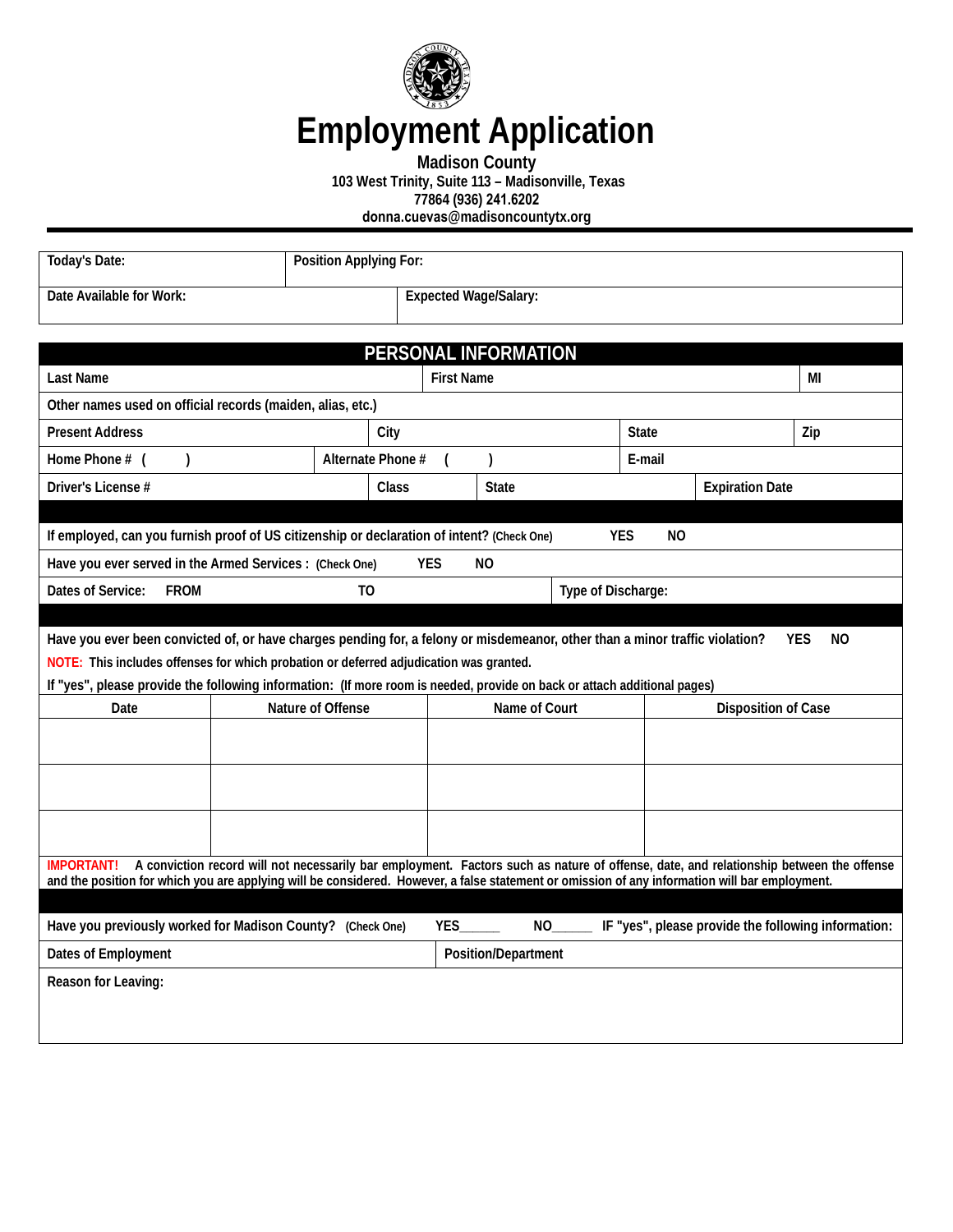# Employment Application

**Madison County**

**103 West Trinity, Suite 113 – Madisonville, Texas**

**77864 (936) 241.6202**

**donna.cuevas@madisoncountytx.org**

| Today's Date: | Position Applying For: |
|---|---|
| Date Available for Work: | Expected Wage/Salary: |

## PERSONAL INFORMATION

| Last Name | First Name | MI |
|---|---|---|

Other names used on official records (maiden, alias, etc.)

| Present Address | City | State | Zip |
|---|---|---|---|
| Home Phone # (   ) | Alternate Phone # (   ) | E-mail | |
| Driver's License # | Class | State | Expiration Date |

If employed, can you furnish proof of US citizenship or declaration of intent? (Check One) YES NO

Have you ever served in the Armed Services : (Check One) YES NO

Dates of Service: FROM TO Type of Discharge:

Have you ever been convicted of, or have charges pending for, a felony or misdemeanor, other than a minor traffic violation? YES NO

NOTE: This includes offenses for which probation or deferred adjudication was granted.

If "yes", please provide the following information: (If more room is needed, provide on back or attach additional pages)

| Date | Nature of Offense | Name of Court | Disposition of Case |
|---|---|---|---|
| | | | |
| | | | |
| | | | |

**IMPORTANT!** A conviction record will not necessarily bar employment. Factors such as nature of offense, date, and relationship between the offense and the position for which you are applying will be considered. However, a false statement or omission of any information will bar employment.

Have you previously worked for Madison County? (Check One) YES______ NO______ IF "yes", please provide the following information:

| Dates of Employment | Position/Department |
|---|---|

Reason for Leaving: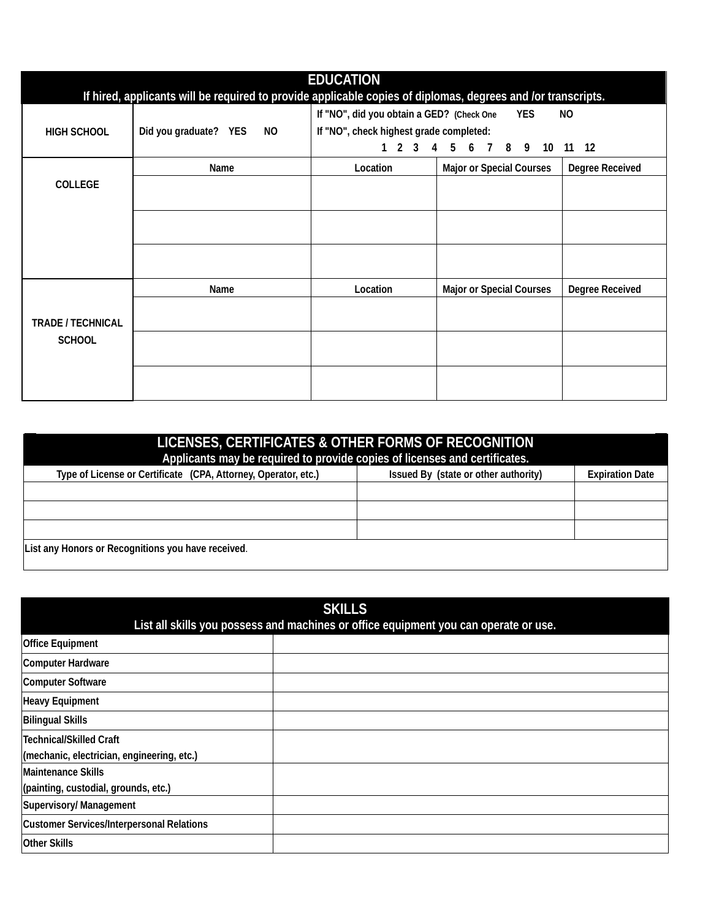## EDUCATION

**If hired, applicants will be required to provide applicable copies of diplomas, degrees and /or transcripts.**

| HIGH SCHOOL | Did you graduate? YES NO | If "NO", did you obtain a GED? (Check One YES NO<br>If "NO", check highest grade completed:<br>1 2 3 4 5 6 7 8 9 10 11 12 | | |
|---|---|---|---|---|
| **COLLEGE** | **Name** | **Location** | **Major or Special Courses** | **Degree Received** |
| | | | | |
| | | | | |
| | | | | |
| **TRADE / TECHNICAL SCHOOL** | **Name** | **Location** | **Major or Special Courses** | **Degree Received** |
| | | | | |
| | | | | |
| | | | | |

## LICENSES, CERTIFICATES & OTHER FORMS OF RECOGNITION

**Applicants may be required to provide copies of licenses and certificates.**

| Type of License or Certificate (CPA, Attorney, Operator, etc.) | Issued By (state or other authority) | Expiration Date |
|---|---|---|
| | | |
| | | |
| | | |
| List any Honors or Recognitions you have received. | | |

## SKILLS

**List all skills you possess and machines or office equipment you can operate or use.**

| | |
|---|---|
| Office Equipment | |
| Computer Hardware | |
| Computer Software | |
| Heavy Equipment | |
| Bilingual Skills | |
| Technical/Skilled Craft (mechanic, electrician, engineering, etc.) | |
| Maintenance Skills (painting, custodial, grounds, etc.) | |
| Supervisory/ Management | |
| Customer Services/Interpersonal Relations | |
| Other Skills | |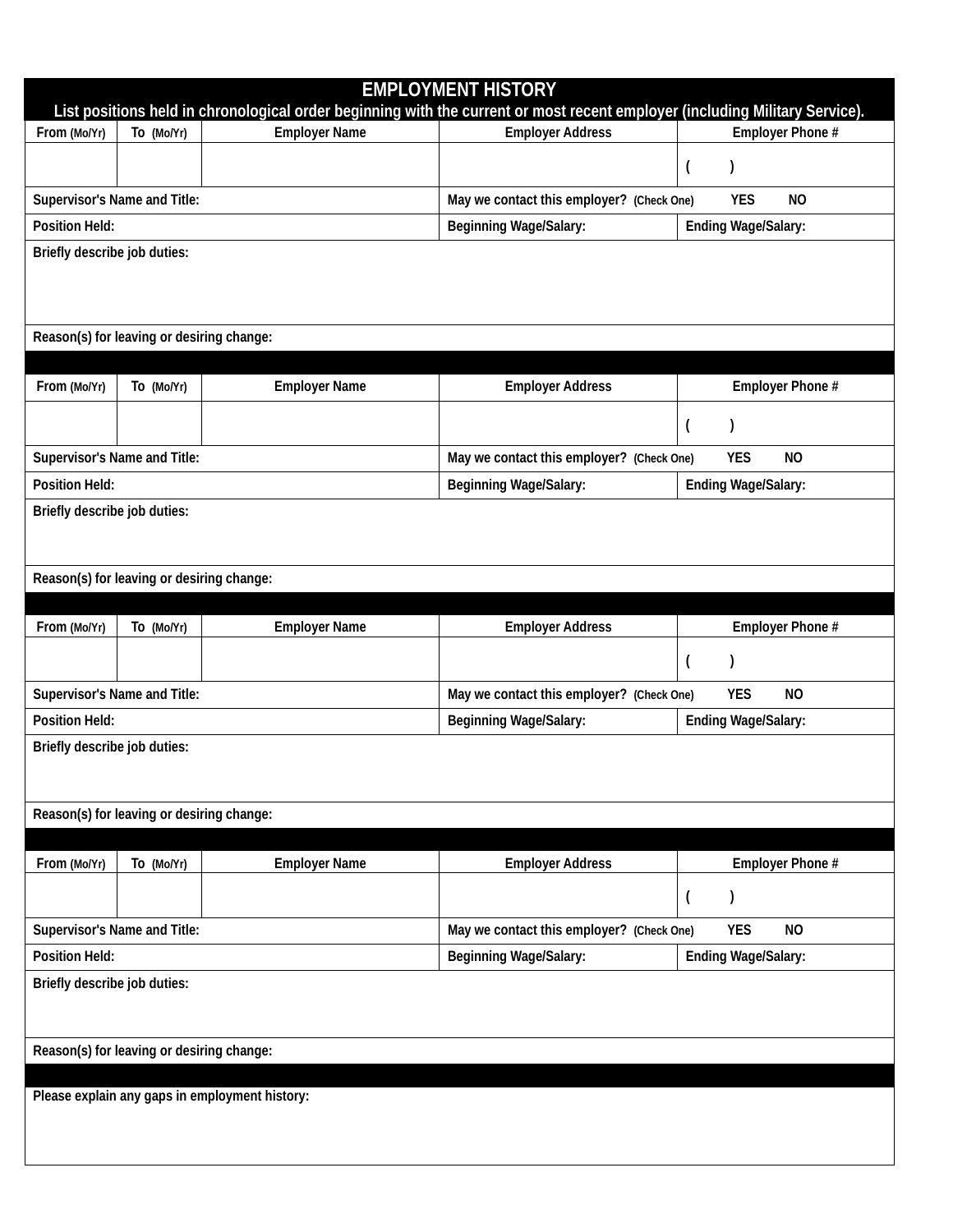## EMPLOYMENT HISTORY

**List positions held in chronological order beginning with the current or most recent employer (including Military Service).**

| From (Mo/Yr) | To (Mo/Yr) | Employer Name | Employer Address | Employer Phone # |
|---|---|---|---|---|
| | | | | ( ) |
| **Supervisor's Name and Title:** | | | **May we contact this employer?** (Check One) YES NO | |
| **Position Held:** | | | **Beginning Wage/Salary:** | **Ending Wage/Salary:** |
| **Briefly describe job duties:** | | | | |
| **Reason(s) for leaving or desiring change:** | | | | |

| From (Mo/Yr) | To (Mo/Yr) | Employer Name | Employer Address | Employer Phone # |
|---|---|---|---|---|
| | | | | ( ) |
| **Supervisor's Name and Title:** | | | **May we contact this employer?** (Check One) YES NO | |
| **Position Held:** | | | **Beginning Wage/Salary:** | **Ending Wage/Salary:** |
| **Briefly describe job duties:** | | | | |
| **Reason(s) for leaving or desiring change:** | | | | |

| From (Mo/Yr) | To (Mo/Yr) | Employer Name | Employer Address | Employer Phone # |
|---|---|---|---|---|
| | | | | ( ) |
| **Supervisor's Name and Title:** | | | **May we contact this employer?** (Check One) YES NO | |
| **Position Held:** | | | **Beginning Wage/Salary:** | **Ending Wage/Salary:** |
| **Briefly describe job duties:** | | | | |
| **Reason(s) for leaving or desiring change:** | | | | |

| From (Mo/Yr) | To (Mo/Yr) | Employer Name | Employer Address | Employer Phone # |
|---|---|---|---|---|
| | | | | ( ) |
| **Supervisor's Name and Title:** | | | **May we contact this employer?** (Check One) YES NO | |
| **Position Held:** | | | **Beginning Wage/Salary:** | **Ending Wage/Salary:** |
| **Briefly describe job duties:** | | | | |
| **Reason(s) for leaving or desiring change:** | | | | |

**Please explain any gaps in employment history:**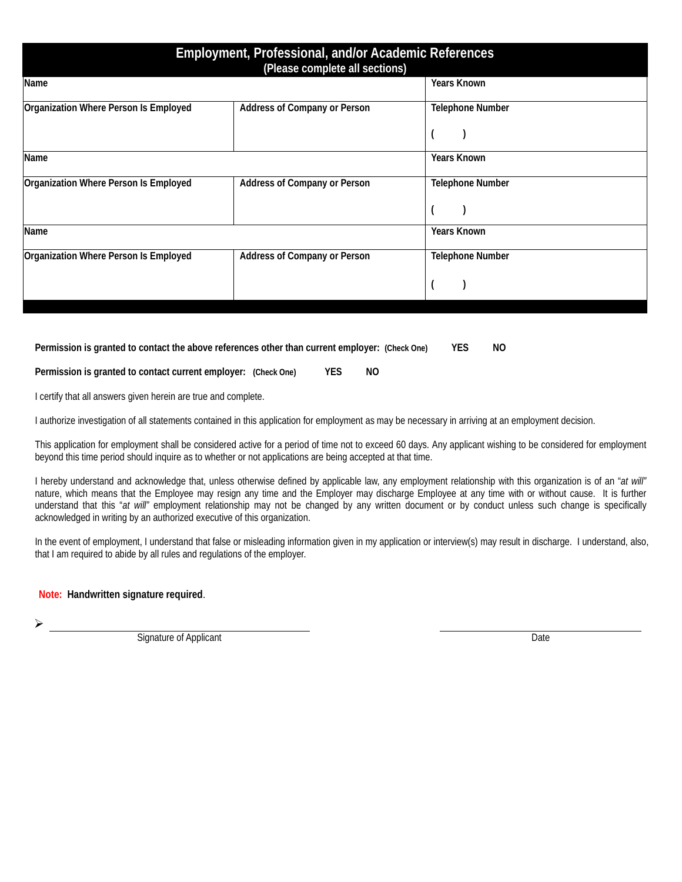## Employment, Professional, and/or Academic References

**(Please complete all sections)**

| | | |
|---|---|---|
| **Name** | | **Years Known** |
| **Organization Where Person Is Employed** | **Address of Company or Person** | **Telephone Number** ( ) |
| **Name** | | **Years Known** |
| **Organization Where Person Is Employed** | **Address of Company or Person** | **Telephone Number** ( ) |
| **Name** | | **Years Known** |
| **Organization Where Person Is Employed** | **Address of Company or Person** | **Telephone Number** ( ) |

**Permission is granted to contact the above references other than current employer: (Check One)** **YES** **NO**

**Permission is granted to contact current employer: (Check One)** **YES** **NO**

I certify that all answers given herein are true and complete.

I authorize investigation of all statements contained in this application for employment as may be necessary in arriving at an employment decision.

This application for employment shall be considered active for a period of time not to exceed 60 days. Any applicant wishing to be considered for employment beyond this time period should inquire as to whether or not applications are being accepted at that time.

I hereby understand and acknowledge that, unless otherwise defined by applicable law, any employment relationship with this organization is of an "*at will*" nature, which means that the Employee may resign any time and the Employer may discharge Employee at any time with or without cause. It is further understand that this "*at will*" employment relationship may not be changed by any written document or by conduct unless such change is specifically acknowledged in writing by an authorized executive of this organization.

In the event of employment, I understand that false or misleading information given in my application or interview(s) may result in discharge. I understand, also, that I am required to abide by all rules and regulations of the employer.

**Note: Handwritten signature required**.

➢ ______________________________ Signature of Applicant

______________________________ Date